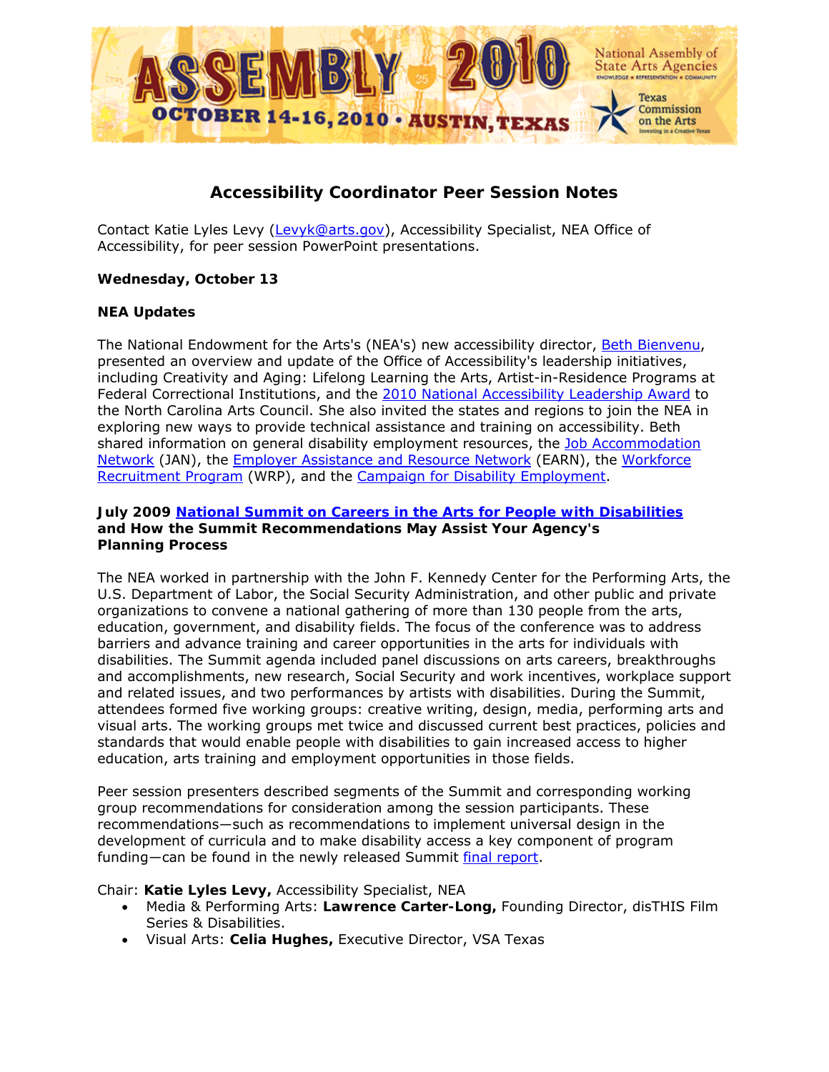# Accessibility Coordinator Peer Session Notes

Contact Katie Lyles Levy (Levyk@arts.gov), Accessibility Specialist, NEA Office of Accessibility, for peer session PowerPoint presentations.

**Wednesday, October 13**

**NEA Updates**

The National Endowment for the Arts's (NEA's) new accessibility director, Beth Bienvenu, presented an overview and update of the Office of Accessibility's leadership initiatives, including Creativity and Aging: Lifelong Learning the Arts, Artist-in-Residence Programs at Federal Correctional Institutions, and the 2010 National Accessibility Leadership Award to the North Carolina Arts Council. She also invited the states and regions to join the NEA in exploring new ways to provide technical assistance and training on accessibility. Beth shared information on general disability employment resources, the Job Accommodation Network (JAN), the Employer Assistance and Resource Network (EARN), the Workforce Recruitment Program (WRP), and the Campaign for Disability Employment.

**July 2009 National Summit on Careers in the Arts for People with Disabilities and How the Summit Recommendations May Assist Your Agency's Planning Process**

The NEA worked in partnership with the John F. Kennedy Center for the Performing Arts, the U.S. Department of Labor, the Social Security Administration, and other public and private organizations to convene a national gathering of more than 130 people from the arts, education, government, and disability fields. The focus of the conference was to address barriers and advance training and career opportunities in the arts for individuals with disabilities. The Summit agenda included panel discussions on arts careers, breakthroughs and accomplishments, new research, Social Security and work incentives, workplace support and related issues, and two performances by artists with disabilities. During the Summit, attendees formed five working groups: creative writing, design, media, performing arts and visual arts. The working groups met twice and discussed current best practices, policies and standards that would enable people with disabilities to gain increased access to higher education, arts training and employment opportunities in those fields.

Peer session presenters described segments of the Summit and corresponding working group recommendations for consideration among the session participants. These recommendations—such as recommendations to implement universal design in the development of curricula and to make disability access a key component of program funding—can be found in the newly released Summit final report.

Chair: **Katie Lyles Levy,** Accessibility Specialist, NEA

- Media & Performing Arts: **Lawrence Carter-Long,** Founding Director, disTHIS Film Series & Disabilities.
- Visual Arts: **Celia Hughes,** Executive Director, VSA Texas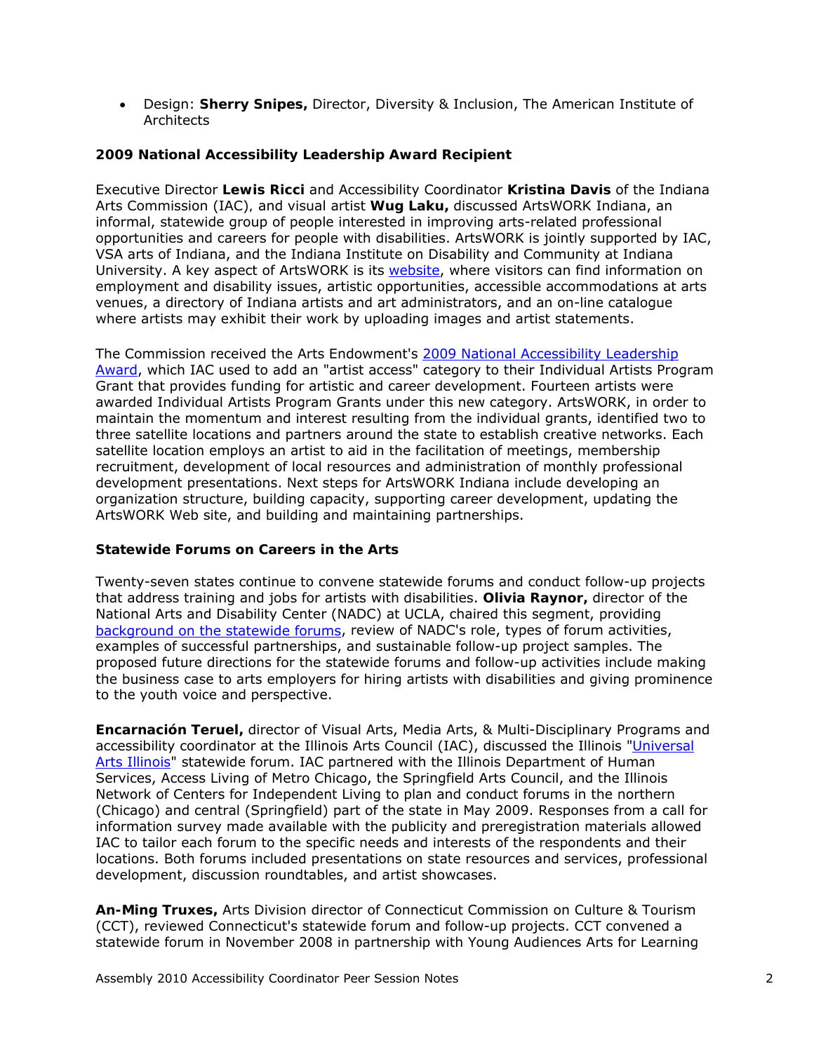- Design: **Sherry Snipes,** Director, Diversity & Inclusion, The American Institute of Architects

**2009 National Accessibility Leadership Award Recipient**

Executive Director **Lewis Ricci** and Accessibility Coordinator **Kristina Davis** of the Indiana Arts Commission (IAC), and visual artist **Wug Laku,** discussed ArtsWORK Indiana, an informal, statewide group of people interested in improving arts-related professional opportunities and careers for people with disabilities. ArtsWORK is jointly supported by IAC, VSA arts of Indiana, and the Indiana Institute on Disability and Community at Indiana University. A key aspect of ArtsWORK is its website, where visitors can find information on employment and disability issues, artistic opportunities, accessible accommodations at arts venues, a directory of Indiana artists and art administrators, and an on-line catalogue where artists may exhibit their work by uploading images and artist statements.

The Commission received the Arts Endowment's 2009 National Accessibility Leadership Award, which IAC used to add an "artist access" category to their Individual Artists Program Grant that provides funding for artistic and career development. Fourteen artists were awarded Individual Artists Program Grants under this new category. ArtsWORK, in order to maintain the momentum and interest resulting from the individual grants, identified two to three satellite locations and partners around the state to establish creative networks. Each satellite location employs an artist to aid in the facilitation of meetings, membership recruitment, development of local resources and administration of monthly professional development presentations. Next steps for ArtsWORK Indiana include developing an organization structure, building capacity, supporting career development, updating the ArtsWORK Web site, and building and maintaining partnerships.

**Statewide Forums on Careers in the Arts**

Twenty-seven states continue to convene statewide forums and conduct follow-up projects that address training and jobs for artists with disabilities. **Olivia Raynor,** director of the National Arts and Disability Center (NADC) at UCLA, chaired this segment, providing background on the statewide forums, review of NADC's role, types of forum activities, examples of successful partnerships, and sustainable follow-up project samples. The proposed future directions for the statewide forums and follow-up activities include making the business case to arts employers for hiring artists with disabilities and giving prominence to the youth voice and perspective.

**Encarnación Teruel,** director of Visual Arts, Media Arts, & Multi-Disciplinary Programs and accessibility coordinator at the Illinois Arts Council (IAC), discussed the Illinois "Universal Arts Illinois" statewide forum. IAC partnered with the Illinois Department of Human Services, Access Living of Metro Chicago, the Springfield Arts Council, and the Illinois Network of Centers for Independent Living to plan and conduct forums in the northern (Chicago) and central (Springfield) part of the state in May 2009. Responses from a call for information survey made available with the publicity and preregistration materials allowed IAC to tailor each forum to the specific needs and interests of the respondents and their locations. Both forums included presentations on state resources and services, professional development, discussion roundtables, and artist showcases.

**An-Ming Truxes,** Arts Division director of Connecticut Commission on Culture & Tourism (CCT), reviewed Connecticut's statewide forum and follow-up projects. CCT convened a statewide forum in November 2008 in partnership with Young Audiences Arts for Learning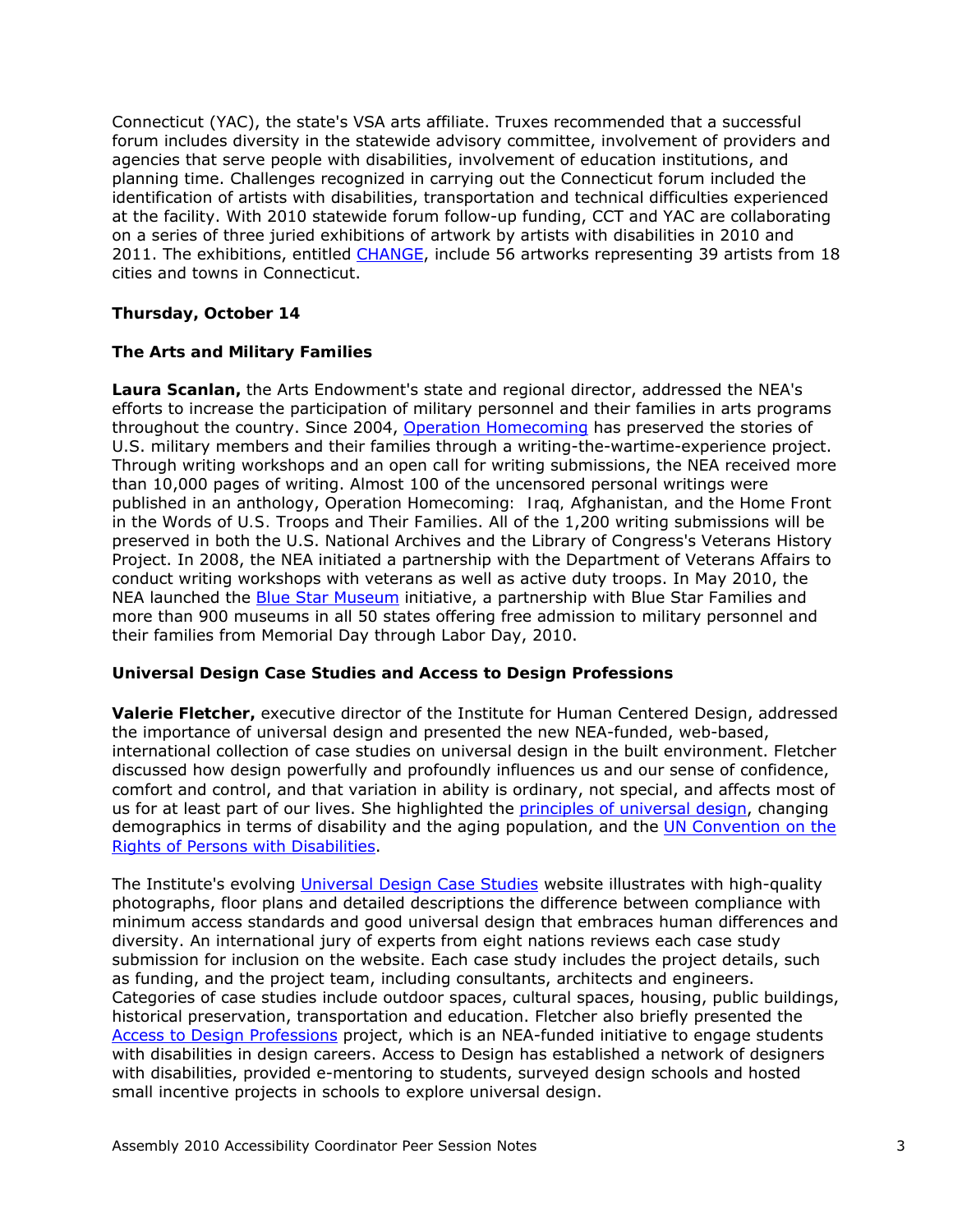Connecticut (YAC), the state's VSA arts affiliate. Truxes recommended that a successful forum includes diversity in the statewide advisory committee, involvement of providers and agencies that serve people with disabilities, involvement of education institutions, and planning time. Challenges recognized in carrying out the Connecticut forum included the identification of artists with disabilities, transportation and technical difficulties experienced at the facility. With 2010 statewide forum follow-up funding, CCT and YAC are collaborating on a series of three juried exhibitions of artwork by artists with disabilities in 2010 and 2011. The exhibitions, entitled CHANGE, include 56 artworks representing 39 artists from 18 cities and towns in Connecticut.

**Thursday, October 14**

**The Arts and Military Families**

**Laura Scanlan,** the Arts Endowment's state and regional director, addressed the NEA's efforts to increase the participation of military personnel and their families in arts programs throughout the country. Since 2004, Operation Homecoming has preserved the stories of U.S. military members and their families through a writing-the-wartime-experience project. Through writing workshops and an open call for writing submissions, the NEA received more than 10,000 pages of writing. Almost 100 of the uncensored personal writings were published in an anthology, Operation Homecoming: Iraq, Afghanistan, and the Home Front in the Words of U.S. Troops and Their Families. All of the 1,200 writing submissions will be preserved in both the U.S. National Archives and the Library of Congress's Veterans History Project. In 2008, the NEA initiated a partnership with the Department of Veterans Affairs to conduct writing workshops with veterans as well as active duty troops. In May 2010, the NEA launched the Blue Star Museum initiative, a partnership with Blue Star Families and more than 900 museums in all 50 states offering free admission to military personnel and their families from Memorial Day through Labor Day, 2010.

**Universal Design Case Studies and Access to Design Professions**

**Valerie Fletcher,** executive director of the Institute for Human Centered Design, addressed the importance of universal design and presented the new NEA-funded, web-based, international collection of case studies on universal design in the built environment. Fletcher discussed how design powerfully and profoundly influences us and our sense of confidence, comfort and control, and that variation in ability is ordinary, not special, and affects most of us for at least part of our lives. She highlighted the principles of universal design, changing demographics in terms of disability and the aging population, and the UN Convention on the Rights of Persons with Disabilities.

The Institute's evolving Universal Design Case Studies website illustrates with high-quality photographs, floor plans and detailed descriptions the difference between compliance with minimum access standards and good universal design that embraces human differences and diversity. An international jury of experts from eight nations reviews each case study submission for inclusion on the website. Each case study includes the project details, such as funding, and the project team, including consultants, architects and engineers. Categories of case studies include outdoor spaces, cultural spaces, housing, public buildings, historical preservation, transportation and education. Fletcher also briefly presented the Access to Design Professions project, which is an NEA-funded initiative to engage students with disabilities in design careers. Access to Design has established a network of designers with disabilities, provided e-mentoring to students, surveyed design schools and hosted small incentive projects in schools to explore universal design.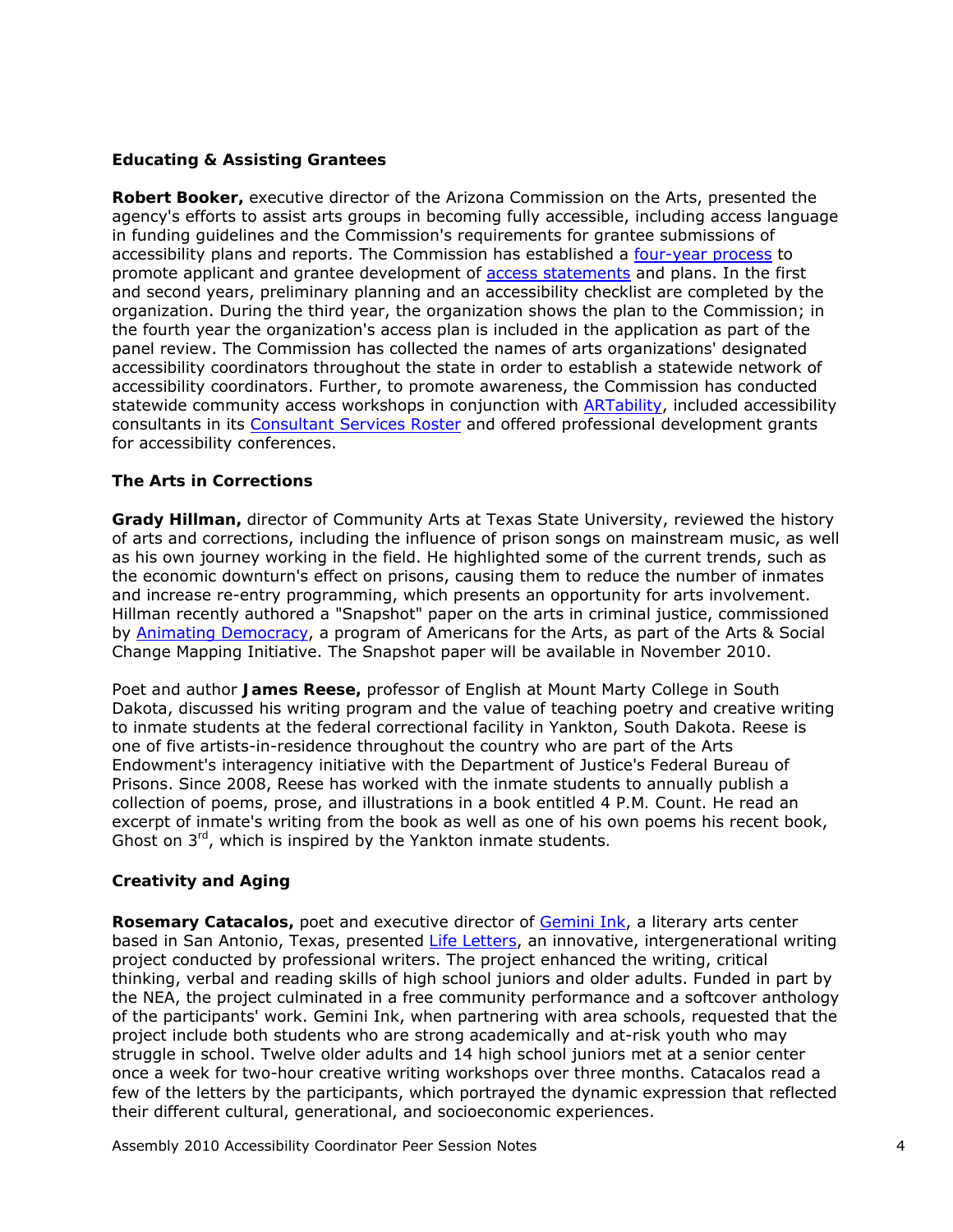### Educating & Assisting Grantees

**Robert Booker,** executive director of the Arizona Commission on the Arts, presented the agency's efforts to assist arts groups in becoming fully accessible, including access language in funding guidelines and the Commission's requirements for grantee submissions of accessibility plans and reports. The Commission has established a four-year process to promote applicant and grantee development of access statements and plans. In the first and second years, preliminary planning and an accessibility checklist are completed by the organization. During the third year, the organization shows the plan to the Commission; in the fourth year the organization's access plan is included in the application as part of the panel review. The Commission has collected the names of arts organizations' designated accessibility coordinators throughout the state in order to establish a statewide network of accessibility coordinators. Further, to promote awareness, the Commission has conducted statewide community access workshops in conjunction with ARTability, included accessibility consultants in its Consultant Services Roster and offered professional development grants for accessibility conferences.

### The Arts in Corrections

**Grady Hillman,** director of Community Arts at Texas State University, reviewed the history of arts and corrections, including the influence of prison songs on mainstream music, as well as his own journey working in the field. He highlighted some of the current trends, such as the economic downturn's effect on prisons, causing them to reduce the number of inmates and increase re-entry programming, which presents an opportunity for arts involvement. Hillman recently authored a "Snapshot" paper on the arts in criminal justice, commissioned by Animating Democracy, a program of Americans for the Arts, as part of the Arts & Social Change Mapping Initiative. The Snapshot paper will be available in November 2010.

Poet and author **James Reese,** professor of English at Mount Marty College in South Dakota, discussed his writing program and the value of teaching poetry and creative writing to inmate students at the federal correctional facility in Yankton, South Dakota. Reese is one of five artists-in-residence throughout the country who are part of the Arts Endowment's interagency initiative with the Department of Justice's Federal Bureau of Prisons. Since 2008, Reese has worked with the inmate students to annually publish a collection of poems, prose, and illustrations in a book entitled 4 P.M. Count. He read an excerpt of inmate's writing from the book as well as one of his own poems his recent book, Ghost on 3rd, which is inspired by the Yankton inmate students.

### Creativity and Aging

**Rosemary Catacalos,** poet and executive director of Gemini Ink, a literary arts center based in San Antonio, Texas, presented Life Letters, an innovative, intergenerational writing project conducted by professional writers. The project enhanced the writing, critical thinking, verbal and reading skills of high school juniors and older adults. Funded in part by the NEA, the project culminated in a free community performance and a softcover anthology of the participants' work. Gemini Ink, when partnering with area schools, requested that the project include both students who are strong academically and at-risk youth who may struggle in school. Twelve older adults and 14 high school juniors met at a senior center once a week for two-hour creative writing workshops over three months. Catacalos read a few of the letters by the participants, which portrayed the dynamic expression that reflected their different cultural, generational, and socioeconomic experiences.